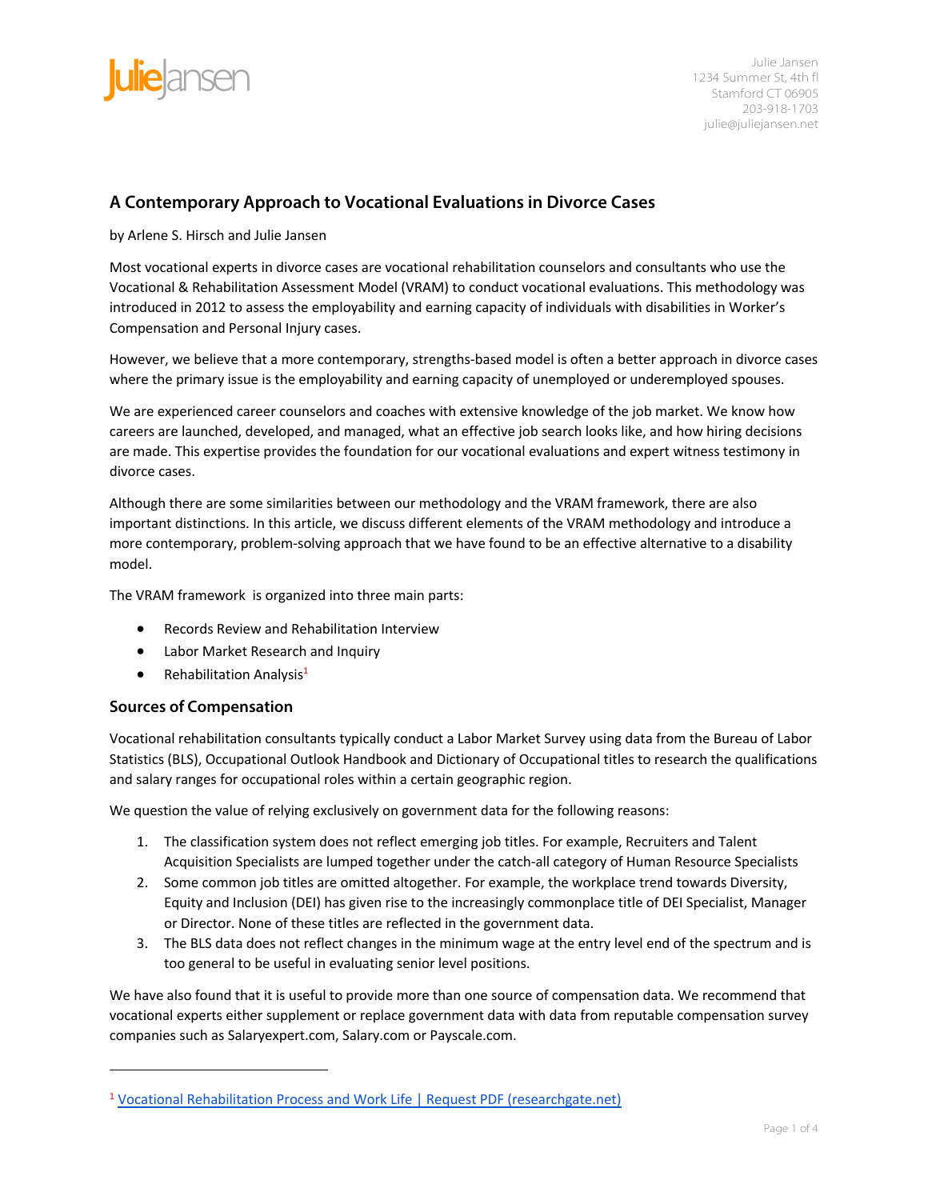JulieJansen

Julie Jansen
1234 Summer St, 4th fl
Stamford CT 06905
203-918-1703
julie@juliejansen.net

## A Contemporary Approach to Vocational Evaluations in Divorce Cases

by Arlene S. Hirsch and Julie Jansen

Most vocational experts in divorce cases are vocational rehabilitation counselors and consultants who use the Vocational & Rehabilitation Assessment Model (VRAM) to conduct vocational evaluations. This methodology was introduced in 2012 to assess the employability and earning capacity of individuals with disabilities in Worker's Compensation and Personal Injury cases.

However, we believe that a more contemporary, strengths-based model is often a better approach in divorce cases where the primary issue is the employability and earning capacity of unemployed or underemployed spouses.

We are experienced career counselors and coaches with extensive knowledge of the job market. We know how careers are launched, developed, and managed, what an effective job search looks like, and how hiring decisions are made. This expertise provides the foundation for our vocational evaluations and expert witness testimony in divorce cases.

Although there are some similarities between our methodology and the VRAM framework, there are also important distinctions. In this article, we discuss different elements of the VRAM methodology and introduce a more contemporary, problem-solving approach that we have found to be an effective alternative to a disability model.

The VRAM framework is organized into three main parts:

- Records Review and Rehabilitation Interview
- Labor Market Research and Inquiry
- Rehabilitation Analysis[1]

### Sources of Compensation

Vocational rehabilitation consultants typically conduct a Labor Market Survey using data from the Bureau of Labor Statistics (BLS), Occupational Outlook Handbook and Dictionary of Occupational titles to research the qualifications and salary ranges for occupational roles within a certain geographic region.

We question the value of relying exclusively on government data for the following reasons:

1. The classification system does not reflect emerging job titles. For example, Recruiters and Talent Acquisition Specialists are lumped together under the catch-all category of Human Resource Specialists
2. Some common job titles are omitted altogether. For example, the workplace trend towards Diversity, Equity and Inclusion (DEI) has given rise to the increasingly commonplace title of DEI Specialist, Manager or Director. None of these titles are reflected in the government data.
3. The BLS data does not reflect changes in the minimum wage at the entry level end of the spectrum and is too general to be useful in evaluating senior level positions.

We have also found that it is useful to provide more than one source of compensation data. We recommend that vocational experts either supplement or replace government data with data from reputable compensation survey companies such as Salaryexpert.com, Salary.com or Payscale.com.

---

[1] Vocational Rehabilitation Process and Work Life | Request PDF (researchgate.net)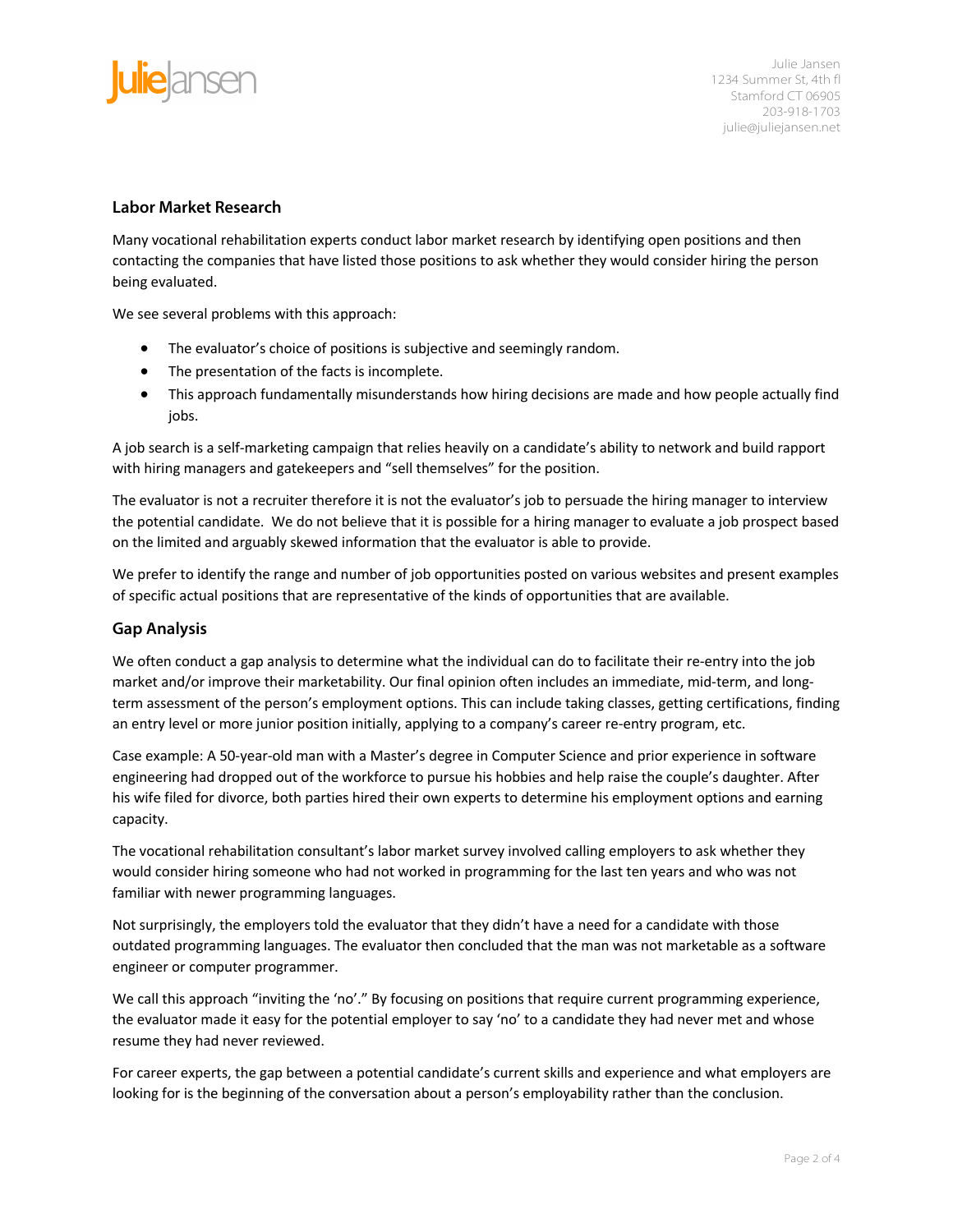## Labor Market Research

Many vocational rehabilitation experts conduct labor market research by identifying open positions and then contacting the companies that have listed those positions to ask whether they would consider hiring the person being evaluated.

We see several problems with this approach:

- The evaluator's choice of positions is subjective and seemingly random.
- The presentation of the facts is incomplete.
- This approach fundamentally misunderstands how hiring decisions are made and how people actually find jobs.

A job search is a self-marketing campaign that relies heavily on a candidate's ability to network and build rapport with hiring managers and gatekeepers and "sell themselves" for the position.

The evaluator is not a recruiter therefore it is not the evaluator's job to persuade the hiring manager to interview the potential candidate. We do not believe that it is possible for a hiring manager to evaluate a job prospect based on the limited and arguably skewed information that the evaluator is able to provide.

We prefer to identify the range and number of job opportunities posted on various websites and present examples of specific actual positions that are representative of the kinds of opportunities that are available.

## Gap Analysis

We often conduct a gap analysis to determine what the individual can do to facilitate their re-entry into the job market and/or improve their marketability. Our final opinion often includes an immediate, mid-term, and long-term assessment of the person's employment options. This can include taking classes, getting certifications, finding an entry level or more junior position initially, applying to a company's career re-entry program, etc.

Case example: A 50-year-old man with a Master's degree in Computer Science and prior experience in software engineering had dropped out of the workforce to pursue his hobbies and help raise the couple's daughter. After his wife filed for divorce, both parties hired their own experts to determine his employment options and earning capacity.

The vocational rehabilitation consultant's labor market survey involved calling employers to ask whether they would consider hiring someone who had not worked in programming for the last ten years and who was not familiar with newer programming languages.

Not surprisingly, the employers told the evaluator that they didn't have a need for a candidate with those outdated programming languages. The evaluator then concluded that the man was not marketable as a software engineer or computer programmer.

We call this approach "inviting the 'no'." By focusing on positions that require current programming experience, the evaluator made it easy for the potential employer to say 'no' to a candidate they had never met and whose resume they had never reviewed.

For career experts, the gap between a potential candidate's current skills and experience and what employers are looking for is the beginning of the conversation about a person's employability rather than the conclusion.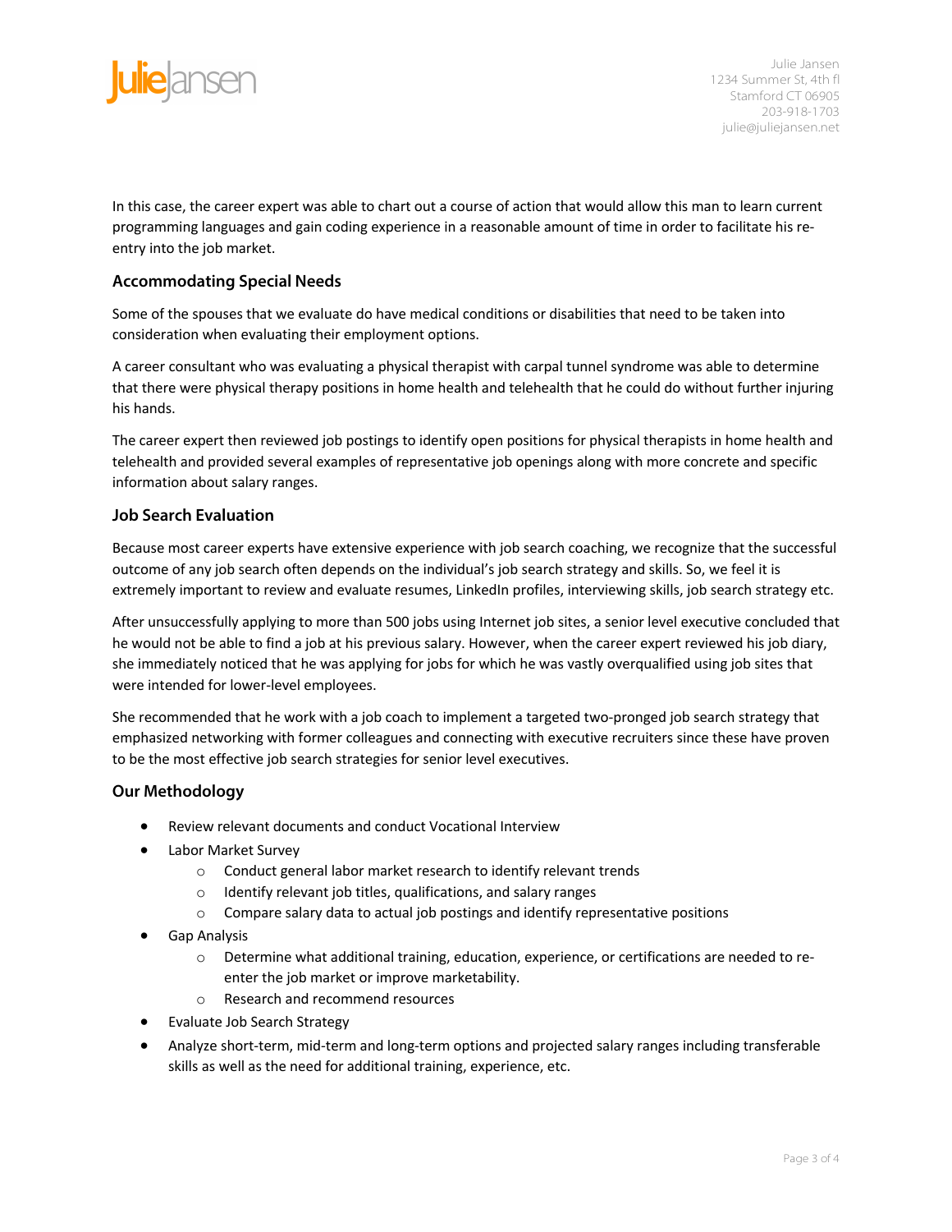In this case, the career expert was able to chart out a course of action that would allow this man to learn current programming languages and gain coding experience in a reasonable amount of time in order to facilitate his re-entry into the job market.

### Accommodating Special Needs

Some of the spouses that we evaluate do have medical conditions or disabilities that need to be taken into consideration when evaluating their employment options.

A career consultant who was evaluating a physical therapist with carpal tunnel syndrome was able to determine that there were physical therapy positions in home health and telehealth that he could do without further injuring his hands.

The career expert then reviewed job postings to identify open positions for physical therapists in home health and telehealth and provided several examples of representative job openings along with more concrete and specific information about salary ranges.

### Job Search Evaluation

Because most career experts have extensive experience with job search coaching, we recognize that the successful outcome of any job search often depends on the individual's job search strategy and skills. So, we feel it is extremely important to review and evaluate resumes, LinkedIn profiles, interviewing skills, job search strategy etc.

After unsuccessfully applying to more than 500 jobs using Internet job sites, a senior level executive concluded that he would not be able to find a job at his previous salary. However, when the career expert reviewed his job diary, she immediately noticed that he was applying for jobs for which he was vastly overqualified using job sites that were intended for lower-level employees.

She recommended that he work with a job coach to implement a targeted two-pronged job search strategy that emphasized networking with former colleagues and connecting with executive recruiters since these have proven to be the most effective job search strategies for senior level executives.

### Our Methodology

- Review relevant documents and conduct Vocational Interview
- Labor Market Survey
  - Conduct general labor market research to identify relevant trends
  - Identify relevant job titles, qualifications, and salary ranges
  - Compare salary data to actual job postings and identify representative positions
- Gap Analysis
  - Determine what additional training, education, experience, or certifications are needed to re-enter the job market or improve marketability.
  - Research and recommend resources
- Evaluate Job Search Strategy
- Analyze short-term, mid-term and long-term options and projected salary ranges including transferable skills as well as the need for additional training, experience, etc.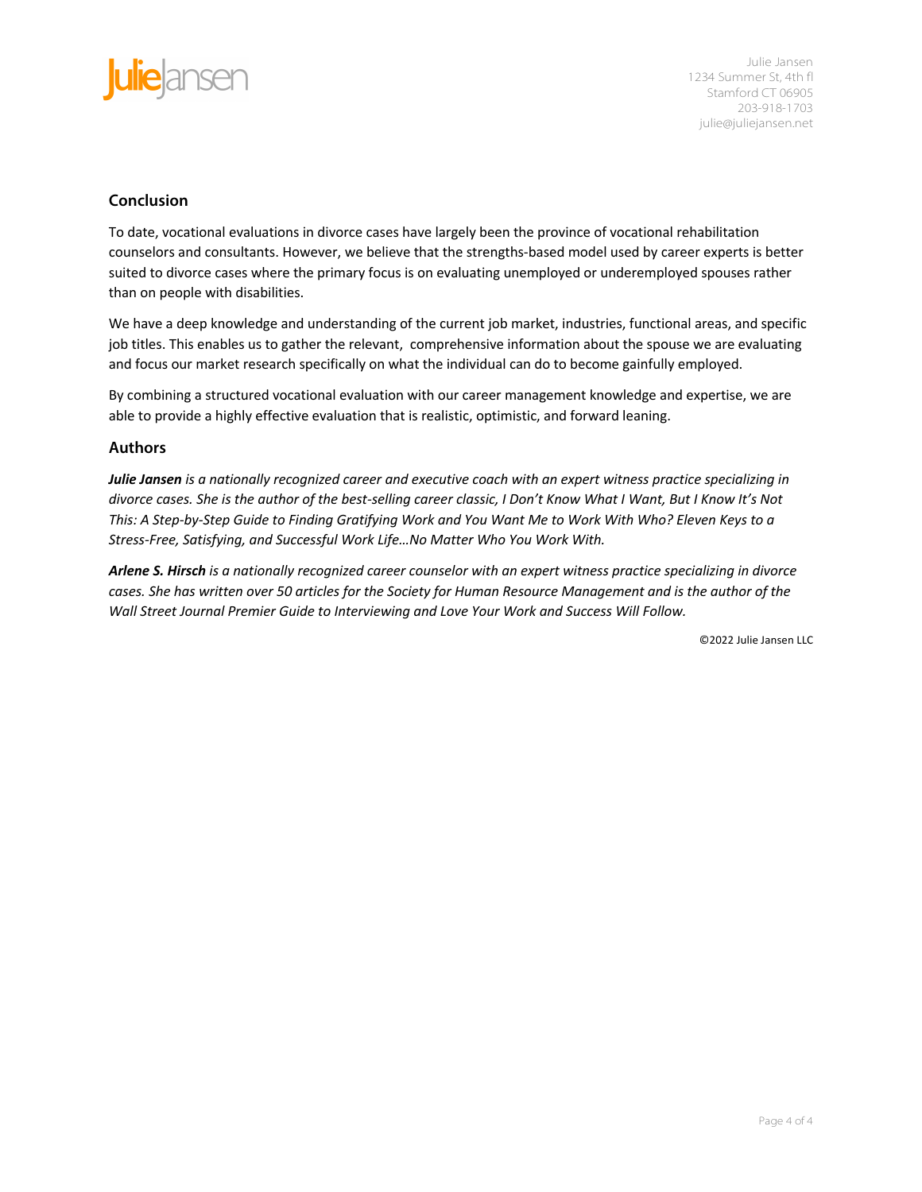## Conclusion

To date, vocational evaluations in divorce cases have largely been the province of vocational rehabilitation counselors and consultants. However, we believe that the strengths-based model used by career experts is better suited to divorce cases where the primary focus is on evaluating unemployed or underemployed spouses rather than on people with disabilities.

We have a deep knowledge and understanding of the current job market, industries, functional areas, and specific job titles. This enables us to gather the relevant, comprehensive information about the spouse we are evaluating and focus our market research specifically on what the individual can do to become gainfully employed.

By combining a structured vocational evaluation with our career management knowledge and expertise, we are able to provide a highly effective evaluation that is realistic, optimistic, and forward leaning.

## Authors

***Julie Jansen*** *is a nationally recognized career and executive coach with an expert witness practice specializing in divorce cases. She is the author of the best-selling career classic, I Don't Know What I Want, But I Know It's Not This: A Step-by-Step Guide to Finding Gratifying Work and You Want Me to Work With Who? Eleven Keys to a Stress-Free, Satisfying, and Successful Work Life…No Matter Who You Work With.*

***Arlene S. Hirsch*** *is a nationally recognized career counselor with an expert witness practice specializing in divorce cases. She has written over 50 articles for the Society for Human Resource Management and is the author of the Wall Street Journal Premier Guide to Interviewing and Love Your Work and Success Will Follow.*

©2022 Julie Jansen LLC